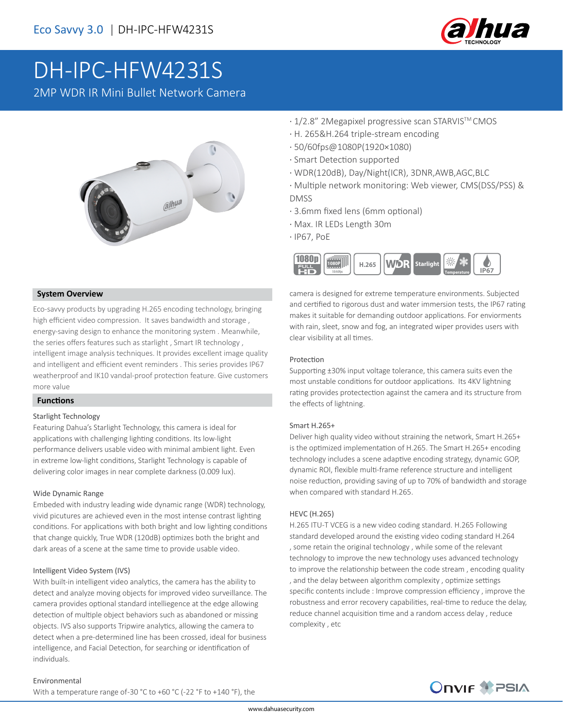Eco Savvy 3.0 | DH-IPC-HFW4231S

# DH-IPC-HFW4231S

2MP WDR IR Mini Bullet Network Camera

- 1/2.8" 2Megapixel progressive scan STARVIS™ CMOS
- H. 265&H.264 triple-stream encoding
- 50/60fps@1080P(1920×1080)
- Smart Detection supported
- WDR(120dB), Day/Night(ICR), 3DNR,AWB,AGC,BLC
- Multiple network monitoring: Web viewer, CMS(DSS/PSS) & DMSS
- 3.6mm fixed lens (6mm optional)
- Max. IR LEDs Length 30m
- IP67, PoE

## System Overview

Eco-savvy products by upgrading H.265 encoding technology, bringing high efficient video compression. It saves bandwidth and storage , energy-saving design to enhance the monitoring system . Meanwhile, the series offers features such as starlight , Smart IR technology , intelligent image analysis techniques. It provides excellent image quality and intelligent and efficient event reminders . This series provides IP67 weatherproof and IK10 vandal-proof protection feature. Give customers more value

## Functions

### Starlight Technology

Featuring Dahua's Starlight Technology, this camera is ideal for applications with challenging lighting conditions. Its low-light performance delivers usable video with minimal ambient light. Even in extreme low-light conditions, Starlight Technology is capable of delivering color images in near complete darkness (0.009 lux).

### Wide Dynamic Range

Embeded with industry leading wide dynamic range (WDR) technology, vivid picutures are achieved even in the most intense contrast lighting conditions. For applications with both bright and low lighting conditions that change quickly, True WDR (120dB) optimizes both the bright and dark areas of a scene at the same time to provide usable video.

### Intelligent Video System (IVS)

With built-in intelligent video analytics, the camera has the ability to detect and analyze moving objects for improved video surveillance. The camera provides optional standard intelliegence at the edge allowing detection of multiple object behaviors such as abandoned or missing objects. IVS also supports Tripwire analytics, allowing the camera to detect when a pre-determined line has been crossed, ideal for business intelligence, and Facial Detection, for searching or identification of individuals.

### Environmental

With a temperature range of-30 °C to +60 °C (-22 °F to +140 °F), the camera is designed for extreme temperature environments. Subjected and certified to rigorous dust and water immersion tests, the IP67 rating makes it suitable for demanding outdoor applications. For enviorments with rain, sleet, snow and fog, an integrated wiper provides users with clear visibility at all times.

### Protection

Supporting ±30% input voltage tolerance, this camera suits even the most unstable conditions for outdoor applications. Its 4KV lightning rating provides protectection against the camera and its structure from the effects of lightning.

### Smart H.265+

Deliver high quality video without straining the network, Smart H.265+ is the optimized implementation of H.265. The Smart H.265+ encoding technology includes a scene adaptive encoding strategy, dynamic GOP, dynamic ROI, flexible multi-frame reference structure and intelligent noise reduction, providing saving of up to 70% of bandwidth and storage when compared with standard H.265.

### HEVC (H.265)

H.265 ITU-T VCEG is a new video coding standard. H.265 Following standard developed around the existing video coding standard H.264 , some retain the original technology , while some of the relevant technology to improve the new technology uses advanced technology to improve the relationship between the code stream , encoding quality , and the delay between algorithm complexity , optimize settings specific contents include : Improve compression efficiency , improve the robustness and error recovery capabilities, real-time to reduce the delay, reduce channel acquisition time and a random access delay , reduce complexity , etc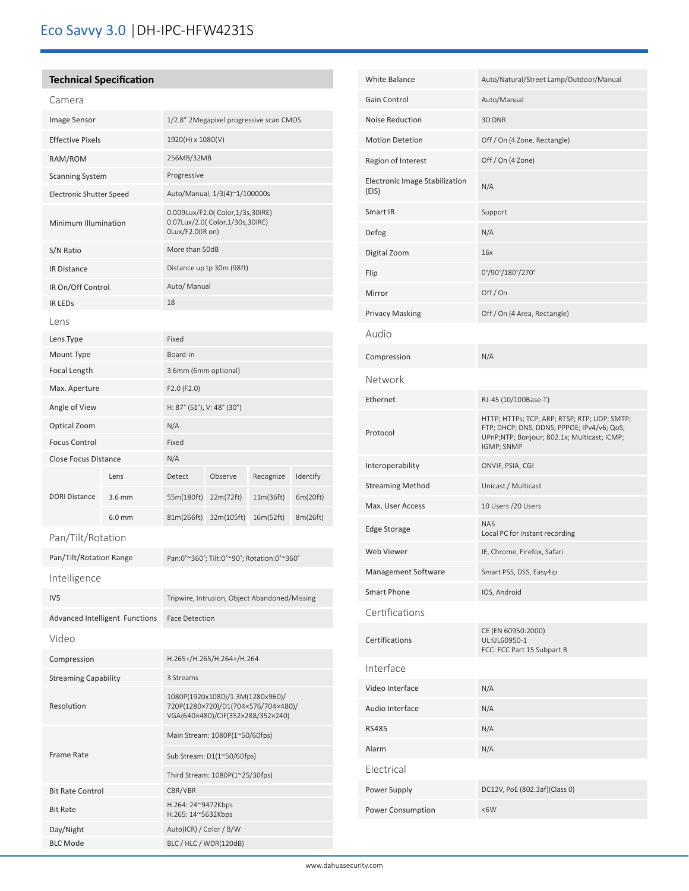# Eco Savvy 3.0 | DH-IPC-HFW4231S

## Technical Specification

### Camera

| | |
|---|---|
| Image Sensor | 1/2.8" 2Megapixel progressive scan CMOS |
| Effective Pixels | 1920(H) x 1080(V) |
| RAM/ROM | 256MB/32MB |
| Scanning System | Progressive |
| Electronic Shutter Speed | Auto/Manual, 1/3(4)~1/100000s |
| Minimum Illumination | 0.009Lux/F2.0( Color,1/3s,30IRE)<br>0.07Lux/2.0( Color,1/30s,30IRE)<br>0Lux/F2.0(IR on) |
| S/N Ratio | More than 50dB |
| IR Distance | Distance up tp 30m (98ft) |
| IR On/Off Control | Auto/ Manual |
| IR LEDs | 18 |

### Lens

| | | | | | |
|---|---|---|---|---|---|
| Lens Type | Fixed | | | | |
| Mount Type | Board-in | | | | |
| Focal Length | 3.6mm (6mm optional) | | | | |
| Max. Aperture | F2.0 (F2.0) | | | | |
| Angle of View | H: 87° (51°), V: 48° (30°) | | | | |
| Optical Zoom | N/A | | | | |
| Focus Control | Fixed | | | | |
| Close Focus Distance | N/A | | | | |
| DORI Distance | Lens | Detect | Observe | Recognize | Identify |
| | 3.6 mm | 55m(180ft) | 22m(72ft) | 11m(36ft) | 6m(20ft) |
| | 6.0 mm | 81m(266ft) | 32m(105ft) | 16m(52ft) | 8m(26ft) |

### Pan/Tilt/Rotation

| | |
|---|---|
| Pan/Tilt/Rotation Range | Pan:0°~360°; Tilt:0°~90°; Rotation:0°~360° |

### Intelligence

| | |
|---|---|
| IVS | Tripwire, Intrusion, Object Abandoned/Missing |
| Advanced Intelligent Functions | Face Detection |

### Video

| | |
|---|---|
| Compression | H.265+/H.265/H.264+/H.264 |
| Streaming Capability | 3 Streams |
| Resolution | 1080P(1920x1080)/1.3M(1280x960)/<br>720P(1280x720)/D1(704x576/704x480)/<br>VGA(640x480)/CIF(352x288/352x240) |
| Frame Rate | Main Stream: 1080P(1~50/60fps) |
| | Sub Stream: D1(1~50/60fps) |
| | Third Stream: 1080P(1~25/30fps) |
| Bit Rate Control | CBR/VBR |
| Bit Rate | H.264: 24~9472Kbps<br>H.265: 14~5632Kbps |
| Day/Night | Auto(ICR) / Color / B/W |
| BLC Mode | BLC / HLC / WDR(120dB) |
| White Balance | Auto/Natural/Street Lamp/Outdoor/Manual |
| Gain Control | Auto/Manual |
| Noise Reduction | 3D DNR |
| Motion Detetion | Off / On (4 Zone, Rectangle) |
| Region of Interest | Off / On (4 Zone) |
| Electronic Image Stabilization (EIS) | N/A |
| Smart IR | Support |
| Defog | N/A |
| Digital Zoom | 16x |
| Flip | 0°/90°/180°/270° |
| Mirror | Off / On |
| Privacy Masking | Off / On (4 Area, Rectangle) |

### Audio

| | |
|---|---|
| Compression | N/A |

### Network

| | |
|---|---|
| Ethernet | RJ-45 (10/100Base-T) |
| Protocol | HTTP; HTTPs; TCP; ARP; RTSP; RTP; UDP; SMTP; FTP; DHCP; DNS; DDNS; PPPOE; IPv4/v6; QoS; UPnP;NTP; Bonjour; 802.1x; Multicast; ICMP; IGMP; SNMP |
| Interoperability | ONVIF, PSIA, CGI |
| Streaming Method | Unicast / Multicast |
| Max. User Access | 10 Users /20 Users |
| Edge Storage | NAS<br>Local PC for instant recording |
| Web Viewer | IE, Chrome, Firefox, Safari |
| Management Software | Smart PSS, DSS, Easy4ip |
| Smart Phone | IOS, Android |

### Certifications

| | |
|---|---|
| Certifications | CE (EN 60950:2000)<br>UL:UL60950-1<br>FCC: FCC Part 15 Subpart B |

### Interface

| | |
|---|---|
| Video Interface | N/A |
| Audio Interface | N/A |
| RS485 | N/A |
| Alarm | N/A |

### Electrical

| | |
|---|---|
| Power Supply | DC12V, PoE (802.3af)(Class 0) |
| Power Consumption | <6W |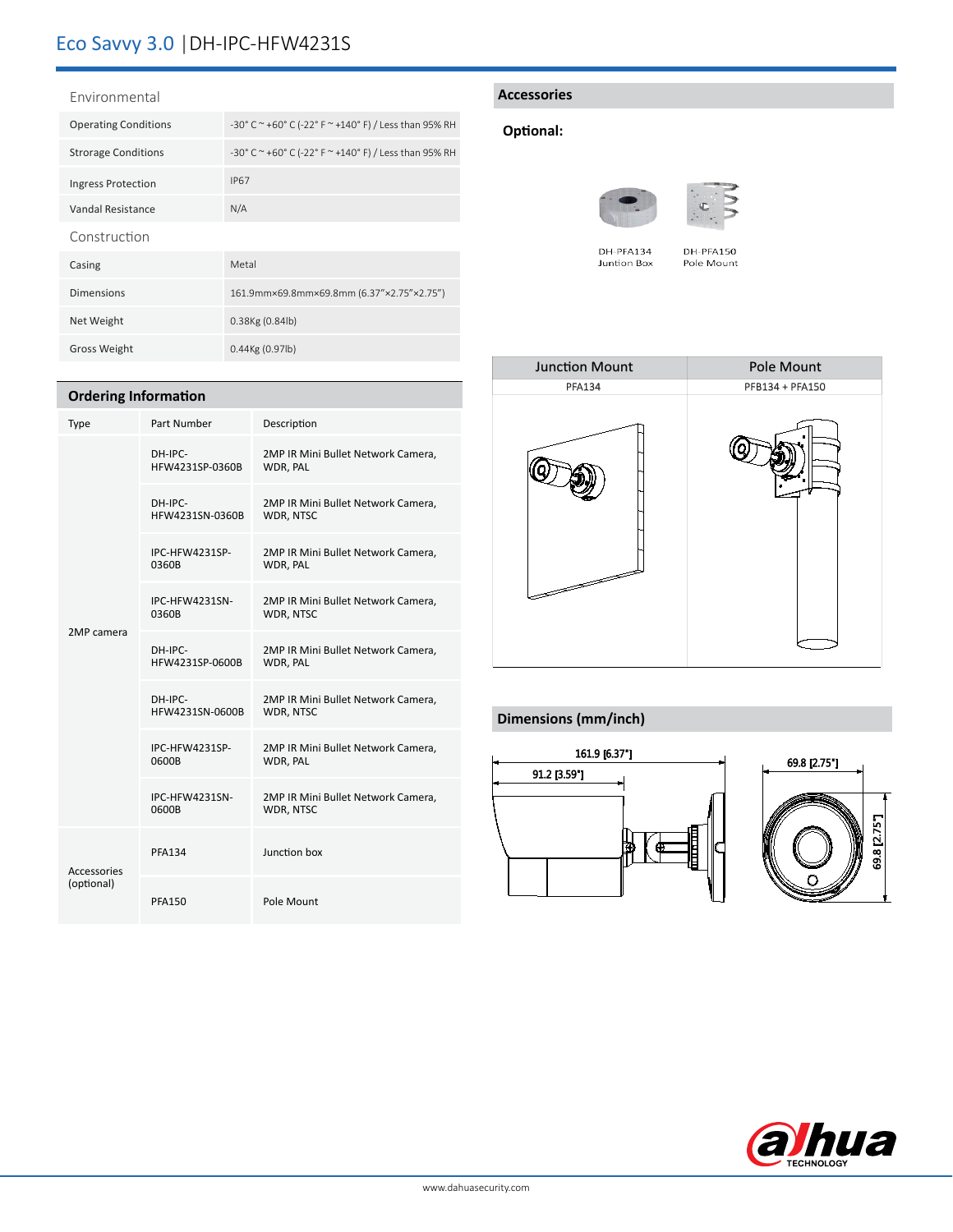# Eco Savvy 3.0 | DH-IPC-HFW4231S

### Environmental

| | |
|---|---|
| Operating Conditions | -30° C ~ +60° C (-22° F ~ +140° F) / Less than 95% RH |
| Strorage Conditions | -30° C ~ +60° C (-22° F ~ +140° F) / Less than 95% RH |
| Ingress Protection | IP67 |
| Vandal Resistance | N/A |

### Construction

| | |
|---|---|
| Casing | Metal |
| Dimensions | 161.9mm×69.8mm×69.8mm (6.37"×2.75"×2.75") |
| Net Weight | 0.38Kg (0.84lb) |
| Gross Weight | 0.44Kg (0.97lb) |

## Ordering Information

| Type | Part Number | Description |
|---|---|---|
| 2MP camera | DH-IPC-HFW4231SP-0360B | 2MP IR Mini Bullet Network Camera, WDR, PAL |
| | DH-IPC-HFW4231SN-0360B | 2MP IR Mini Bullet Network Camera, WDR, NTSC |
| | IPC-HFW4231SP-0360B | 2MP IR Mini Bullet Network Camera, WDR, PAL |
| | IPC-HFW4231SN-0360B | 2MP IR Mini Bullet Network Camera, WDR, NTSC |
| | DH-IPC-HFW4231SP-0600B | 2MP IR Mini Bullet Network Camera, WDR, PAL |
| | DH-IPC-HFW4231SN-0600B | 2MP IR Mini Bullet Network Camera, WDR, NTSC |
| | IPC-HFW4231SP-0600B | 2MP IR Mini Bullet Network Camera, WDR, PAL |
| | IPC-HFW4231SN-0600B | 2MP IR Mini Bullet Network Camera, WDR, NTSC |
| Accessories (optional) | PFA134 | Junction box |
| | PFA150 | Pole Mount |

## Accessories

**Optional:**

DH-PFA134
Juntion Box

DH-PFA150
Pole Mount

| Junction Mount | Pole Mount |
|---|---|
| PFA134 | PFB134 + PFA150 |

## Dimensions (mm/inch)

161.9 [6.37"]

91.2 [3.59"]

69.8 [2.75"]

69.8 [2.75"]

www.dahuasecurity.com